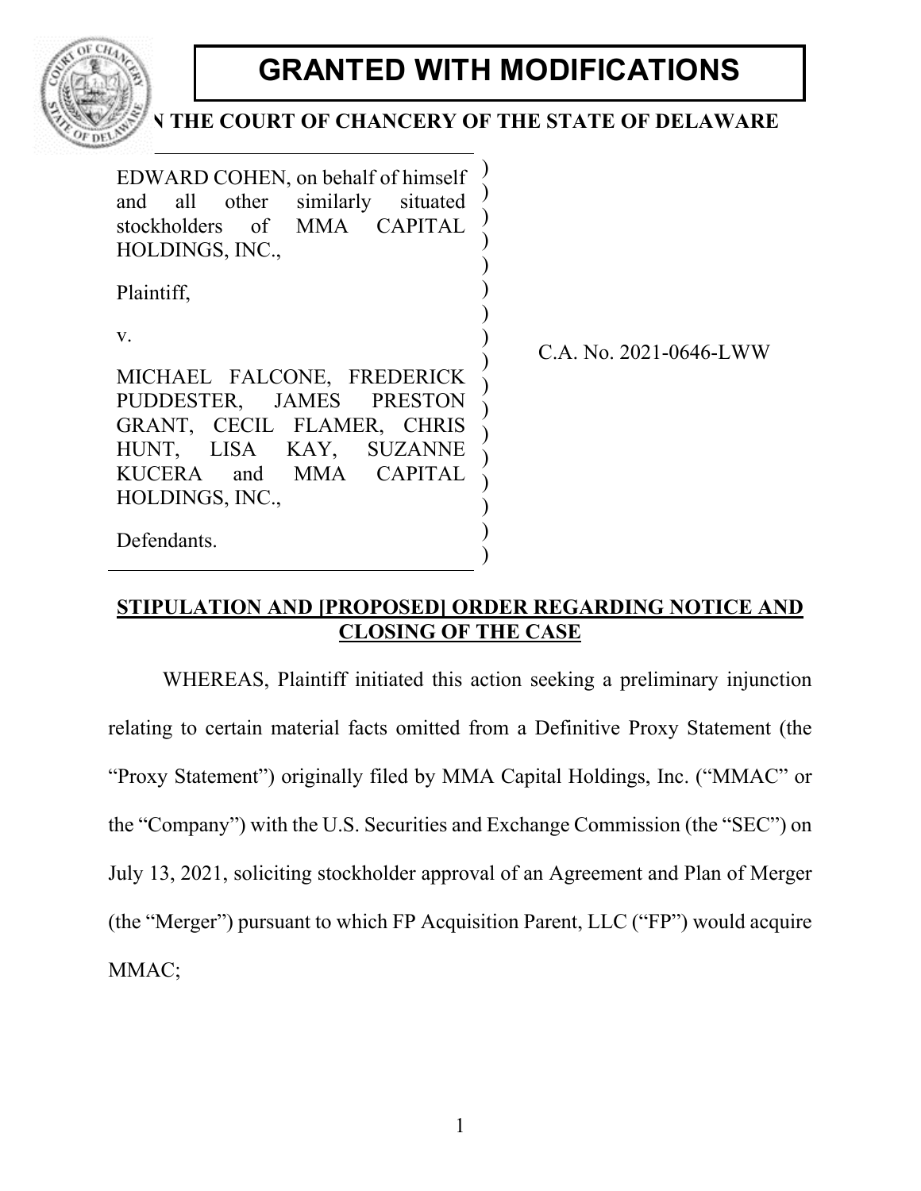# GRANTED WITH MODIFICATIONS

**IN THE COURT OF CHANCERY OF THE STATE OF DELAWARE**

| | |
|---|---|
| EDWARD COHEN, on behalf of himself and all other similarly situated stockholders of MMA CAPITAL HOLDINGS, INC.,<br><br>Plaintiff,<br><br>v.<br><br>MICHAEL FALCONE, FREDERICK PUDDESTER, JAMES PRESTON GRANT, CECIL FLAMER, CHRIS HUNT, LISA KAY, SUZANNE KUCERA and MMA CAPITAL HOLDINGS, INC.,<br><br>Defendants. | C.A. No. 2021-0646-LWW |

**STIPULATION AND [PROPOSED] ORDER REGARDING NOTICE AND CLOSING OF THE CASE**

WHEREAS, Plaintiff initiated this action seeking a preliminary injunction relating to certain material facts omitted from a Definitive Proxy Statement (the "Proxy Statement") originally filed by MMA Capital Holdings, Inc. ("MMAC" or the "Company") with the U.S. Securities and Exchange Commission (the "SEC") on July 13, 2021, soliciting stockholder approval of an Agreement and Plan of Merger (the "Merger") pursuant to which FP Acquisition Parent, LLC ("FP") would acquire MMAC;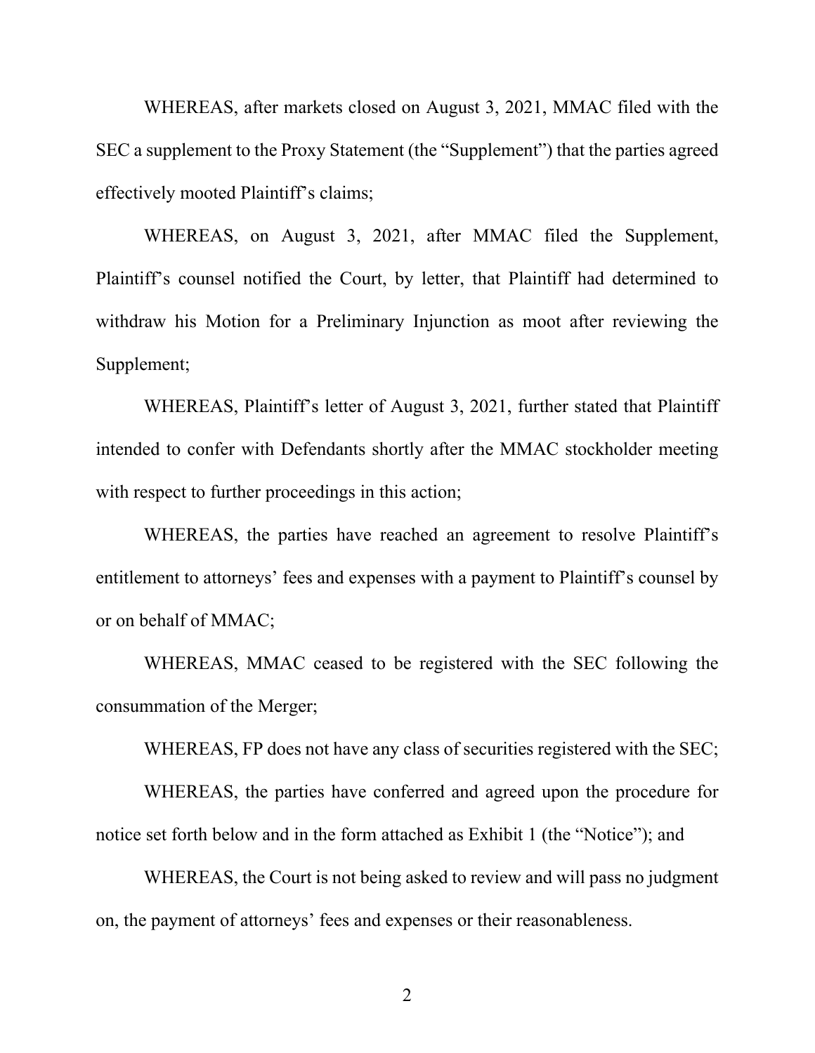WHEREAS, after markets closed on August 3, 2021, MMAC filed with the SEC a supplement to the Proxy Statement (the "Supplement") that the parties agreed effectively mooted Plaintiff's claims;

WHEREAS, on August 3, 2021, after MMAC filed the Supplement, Plaintiff's counsel notified the Court, by letter, that Plaintiff had determined to withdraw his Motion for a Preliminary Injunction as moot after reviewing the Supplement;

WHEREAS, Plaintiff's letter of August 3, 2021, further stated that Plaintiff intended to confer with Defendants shortly after the MMAC stockholder meeting with respect to further proceedings in this action;

WHEREAS, the parties have reached an agreement to resolve Plaintiff's entitlement to attorneys' fees and expenses with a payment to Plaintiff's counsel by or on behalf of MMAC;

WHEREAS, MMAC ceased to be registered with the SEC following the consummation of the Merger;

WHEREAS, FP does not have any class of securities registered with the SEC;

WHEREAS, the parties have conferred and agreed upon the procedure for notice set forth below and in the form attached as Exhibit 1 (the "Notice"); and

WHEREAS, the Court is not being asked to review and will pass no judgment on, the payment of attorneys' fees and expenses or their reasonableness.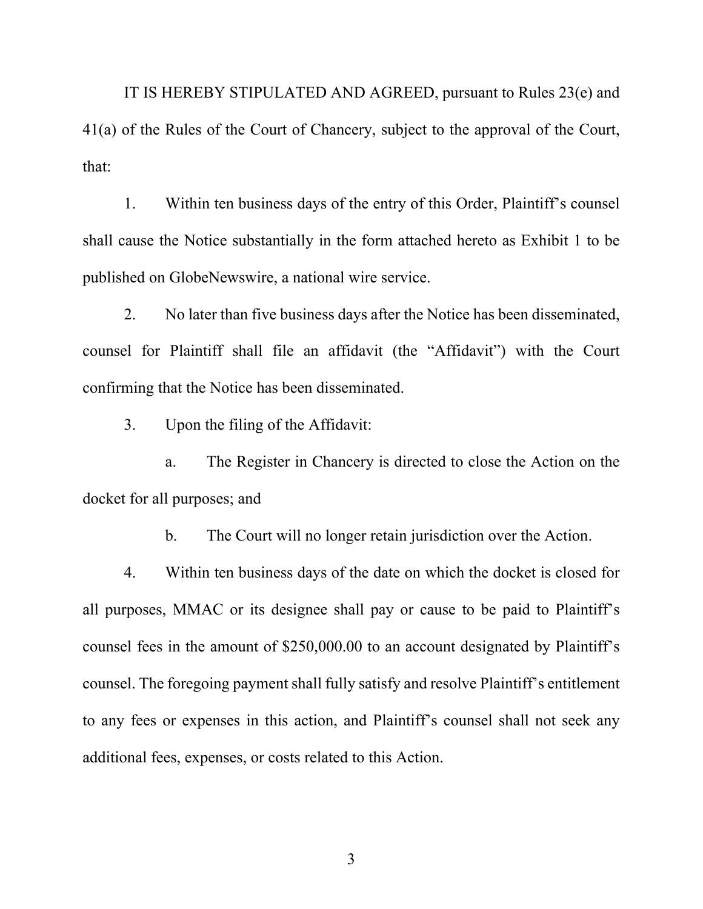IT IS HEREBY STIPULATED AND AGREED, pursuant to Rules 23(e) and 41(a) of the Rules of the Court of Chancery, subject to the approval of the Court, that:

1. Within ten business days of the entry of this Order, Plaintiff's counsel shall cause the Notice substantially in the form attached hereto as Exhibit 1 to be published on GlobeNewswire, a national wire service.

2. No later than five business days after the Notice has been disseminated, counsel for Plaintiff shall file an affidavit (the "Affidavit") with the Court confirming that the Notice has been disseminated.

3. Upon the filing of the Affidavit:

   a. The Register in Chancery is directed to close the Action on the docket for all purposes; and

   b. The Court will no longer retain jurisdiction over the Action.

4. Within ten business days of the date on which the docket is closed for all purposes, MMAC or its designee shall pay or cause to be paid to Plaintiff's counsel fees in the amount of $250,000.00 to an account designated by Plaintiff's counsel. The foregoing payment shall fully satisfy and resolve Plaintiff's entitlement to any fees or expenses in this action, and Plaintiff's counsel shall not seek any additional fees, expenses, or costs related to this Action.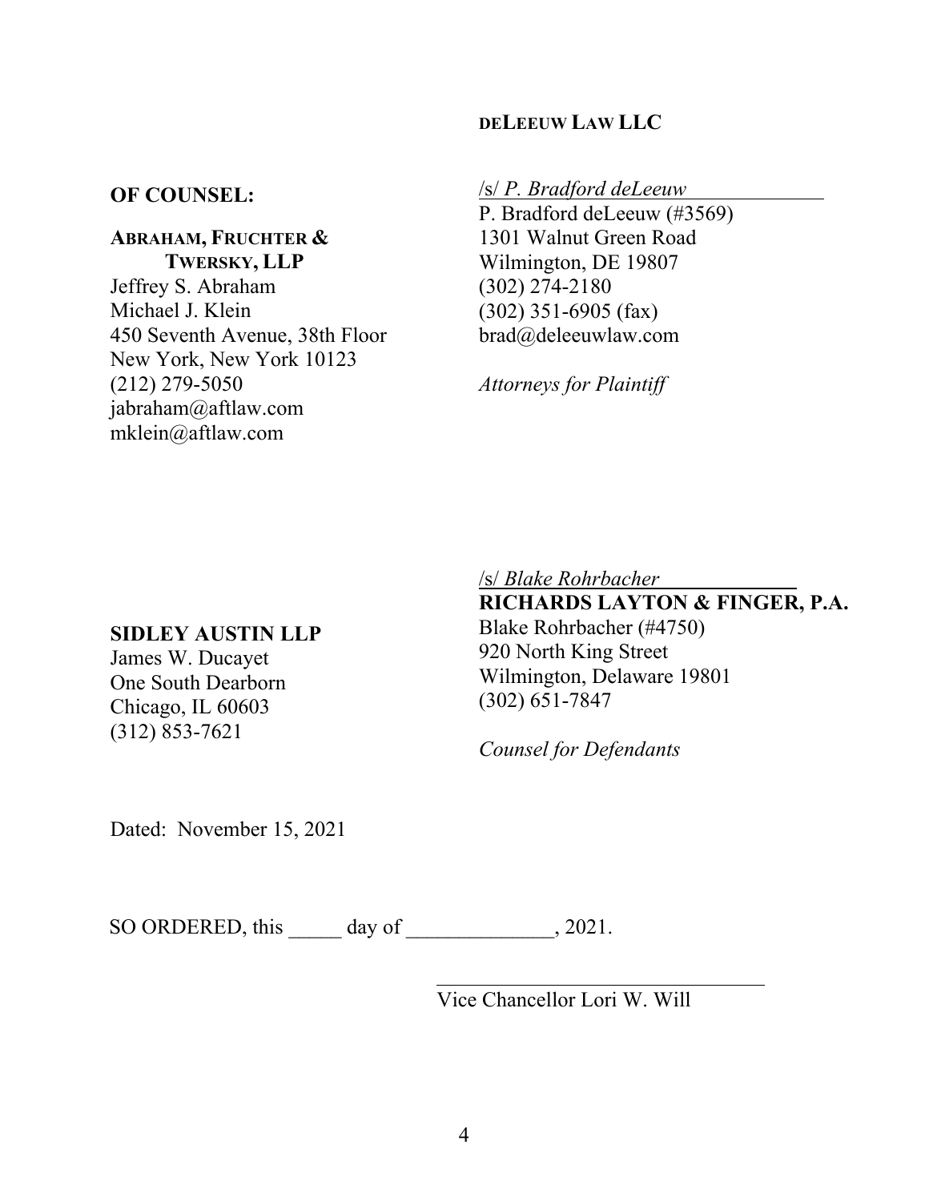**DELEEUW LAW LLC**

/s/ *P. Bradford deLeeuw*
P. Bradford deLeeuw (#3569)
1301 Walnut Green Road
Wilmington, DE 19807
(302) 274-2180
(302) 351-6905 (fax)
brad@deleeuwlaw.com

*Attorneys for Plaintiff*

**OF COUNSEL:**

**ABRAHAM, FRUCHTER & TWERSKY, LLP**
Jeffrey S. Abraham
Michael J. Klein
450 Seventh Avenue, 38th Floor
New York, New York 10123
(212) 279-5050
jabraham@aftlaw.com
mklein@aftlaw.com

/s/ *Blake Rohrbacher*
**RICHARDS LAYTON & FINGER, P.A.**
Blake Rohrbacher (#4750)
920 North King Street
Wilmington, Delaware 19801
(302) 651-7847

*Counsel for Defendants*

**SIDLEY AUSTIN LLP**
James W. Ducayet
One South Dearborn
Chicago, IL 60603
(312) 853-7621

Dated: November 15, 2021

SO ORDERED, this _____ day of ______________, 2021.

_________________________________
Vice Chancellor Lori W. Will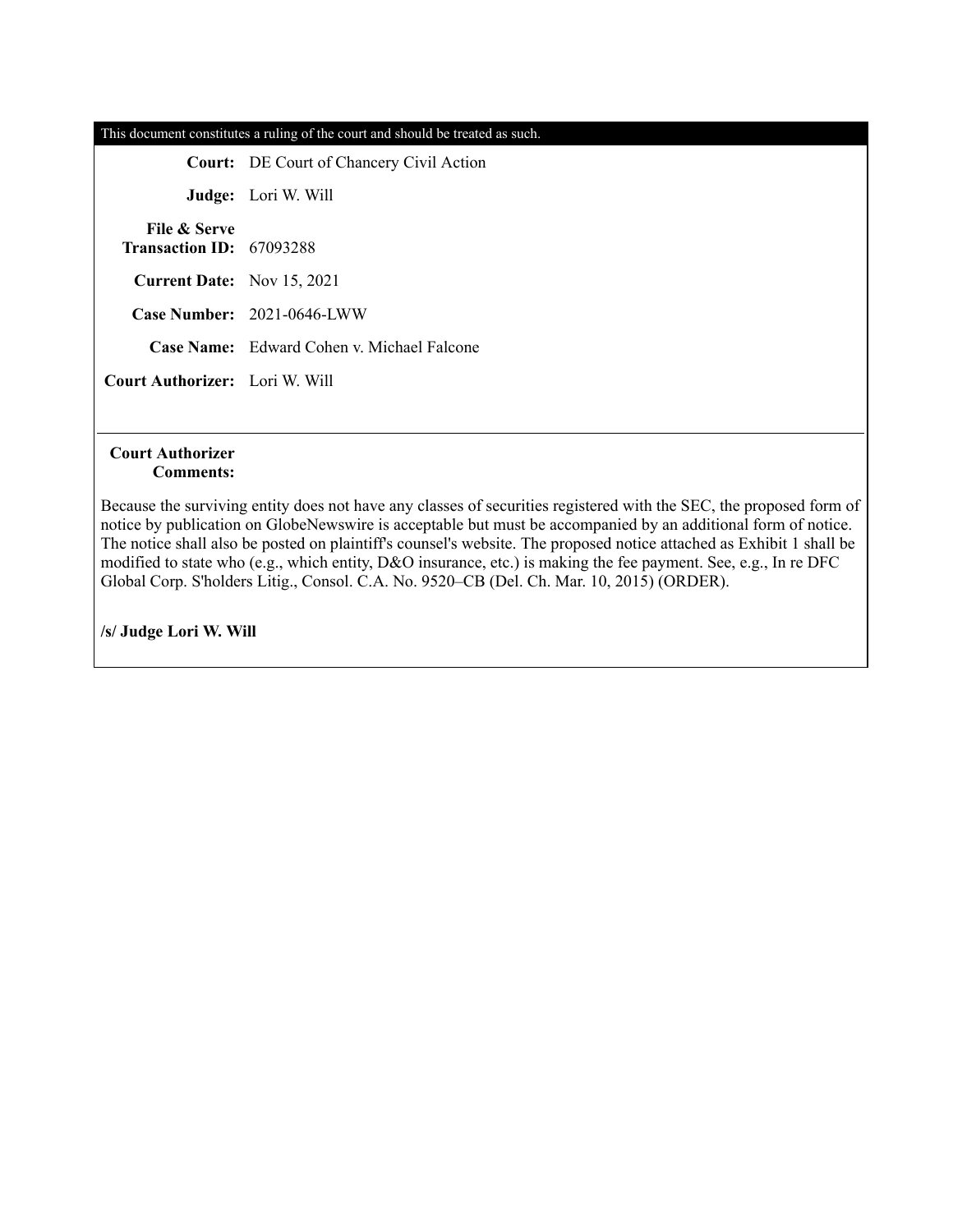This document constitutes a ruling of the court and should be treated as such.

| | |
|---|---|
| **Court:** | DE Court of Chancery Civil Action |
| **Judge:** | Lori W. Will |
| **File & Serve Transaction ID:** | 67093288 |
| **Current Date:** | Nov 15, 2021 |
| **Case Number:** | 2021-0646-LWW |
| **Case Name:** | Edward Cohen v. Michael Falcone |
| **Court Authorizer:** | Lori W. Will |

**Court Authorizer Comments:**

Because the surviving entity does not have any classes of securities registered with the SEC, the proposed form of notice by publication on GlobeNewswire is acceptable but must be accompanied by an additional form of notice. The notice shall also be posted on plaintiff's counsel's website. The proposed notice attached as Exhibit 1 shall be modified to state who (e.g., which entity, D&O insurance, etc.) is making the fee payment. See, e.g., In re DFC Global Corp. S'holders Litig., Consol. C.A. No. 9520–CB (Del. Ch. Mar. 10, 2015) (ORDER).

**/s/ Judge Lori W. Will**